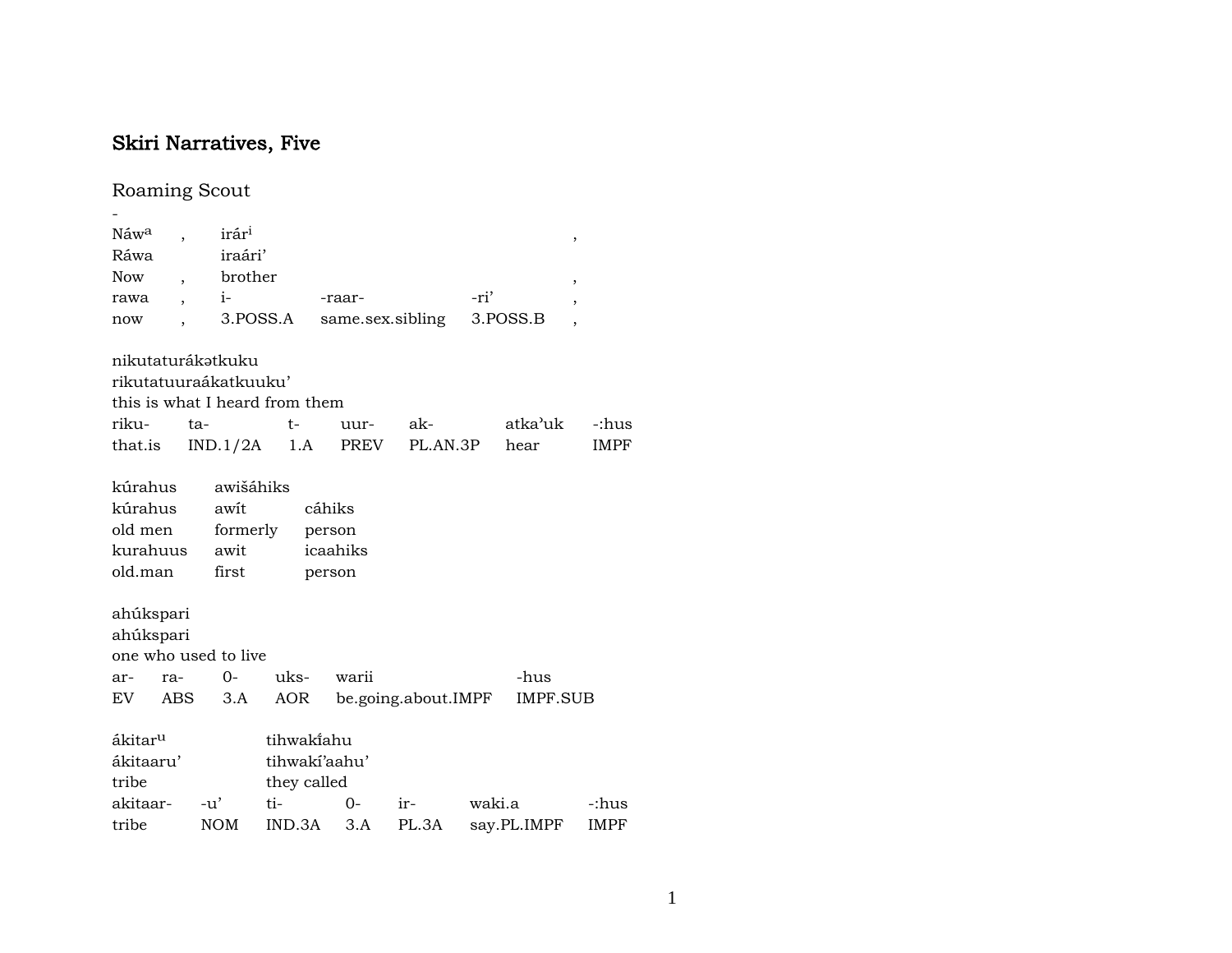# Skiri Narratives, Five

## Roaming Scout

-

| Náw[a] | , | irár[i] | | | , |
|---|---|---|---|---|---|
| Ráwa | | iraári’ | | | |
| Now | , | brother | | | , |
| rawa | , | i- | -raar- | -ri’ | , |
| now | , | 3.POSS.A | same.sex.sibling | 3.POSS.B | , |

nikutaturákətkuku
rikutatuuraákatkuuku’
this is what I heard from them

| riku- | ta- | t- | uur- | ak- | atka’uk | -:hus |
|---|---|---|---|---|---|---|
| that.is | IND.1/2A | 1.A | PREV | PL.AN.3P | hear | IMPF |

| kúrahus | awišáhiks | |
|---|---|---|
| kúrahus | awít | cáhiks |
| old men | formerly | person |
| kurahuus | awit | icaahiks |
| old.man | first | person |

ahúkspari
ahúkspari
one who used to live

| ar- | ra- | 0- | uks- | warii | -hus |
|---|---|---|---|---|---|
| EV | ABS | 3.A | AOR | be.going.about.IMPF | IMPF.SUB |

| ákitar[u] | | tihwakíahu | | | | |
|---|---|---|---|---|---|---|
| ákitaaru’ | | tihwakí’aahu’ | | | | |
| tribe | | they called | | | | |
| akitaar- | -u’ | ti- | 0- | ir- | waki.a | -:hus |
| tribe | NOM | IND.3A | 3.A | PL.3A | say.PL.IMPF | IMPF |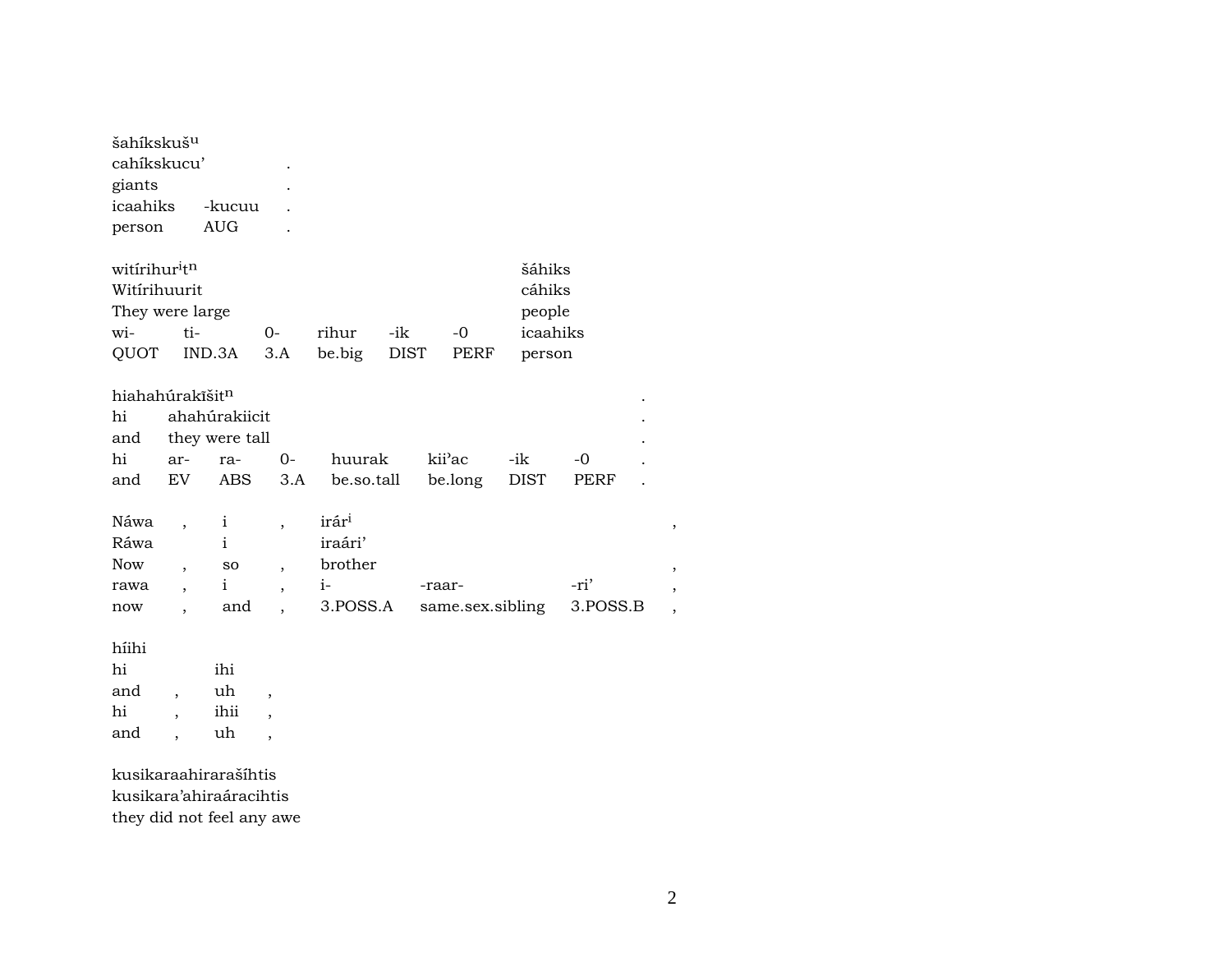šahíkskuš$^{u}$
cahíkskucu' .
giants .
icaahiks -kucuu .
person AUG .

witírihur$^{i}$t$^{n}$ šáhiks
Witírihuurit cáhiks
They were large people

| wi- | ti- | 0- | rihur | -ik | -0 | icaahiks |
|---|---|---|---|---|---|---|
| QUOT | IND.3A | 3.A | be.big | DIST | PERF | person |

hiahahúrakĩšit$^{n}$ .
hi ahahúrakiicit .
and they were tall .

| hi | ar- | ra- | 0- | huurak | kii'ac | -ik | -0 | . |
|---|---|---|---|---|---|---|---|---|
| and | EV | ABS | 3.A | be.so.tall | be.long | DIST | PERF | . |

Náwa , i , irár$^{i}$ ,
Ráwa i iraári'
Now , so , brother ,

| rawa | , | i | , | i- | -raar- | -ri' | , |
|---|---|---|---|---|---|---|---|
| now | , | and | , | 3.POSS.A | same.sex.sibling | 3.POSS.B | , |

híihi
hi ihi
and , uh ,
hi , ihii ,
and , uh ,

kusikaraahiraraším̃htis
kusikara'ahiraáracihtis
they did not feel any awe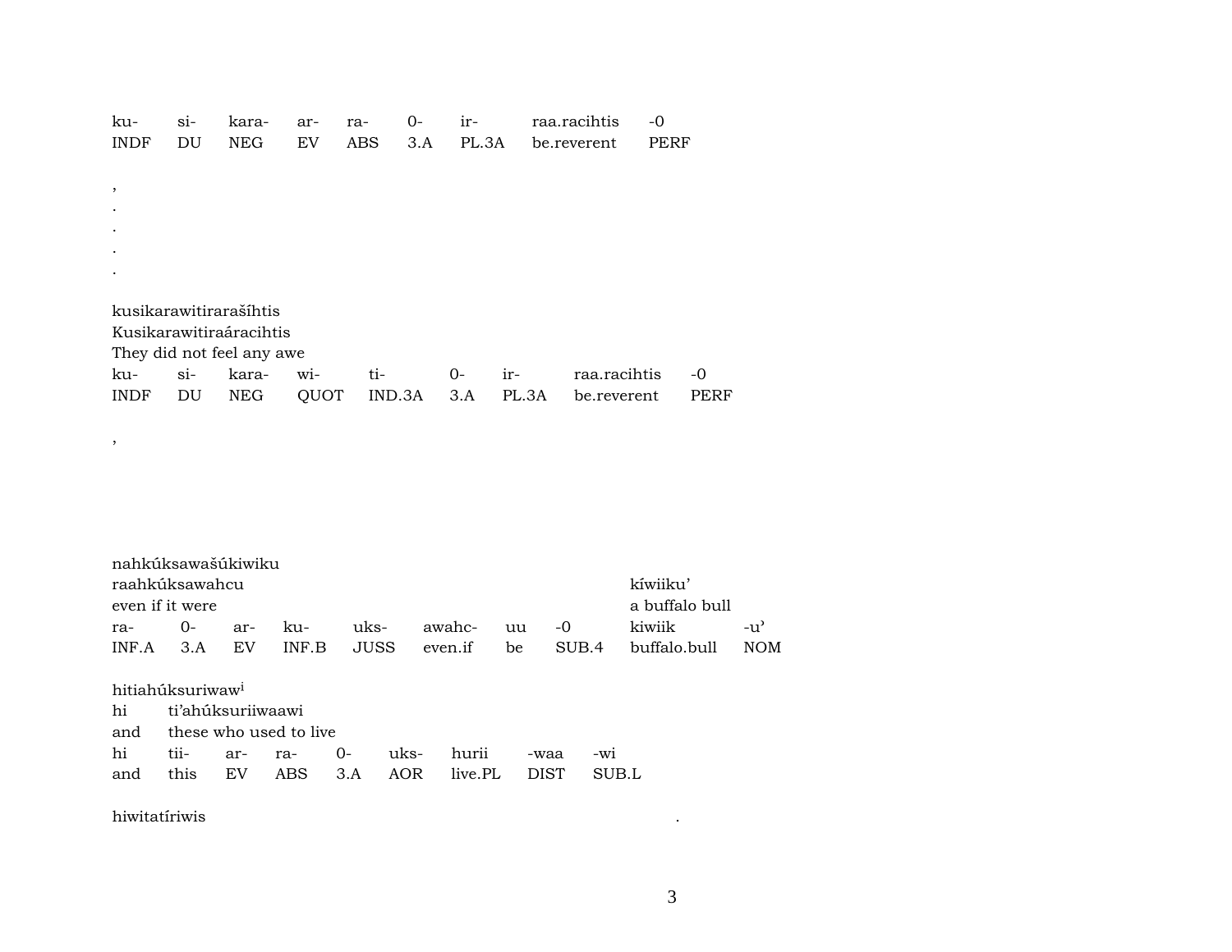| ku- | si- | kara- | ar- | ra- | 0- | ir- | raa.racihtis | -0 |
|---|---|---|---|---|---|---|---|---|
| INDF | DU | NEG | EV | ABS | 3.A | PL.3A | be.reverent | PERF |

,

.

.

.

.

kusikarawitirarašíhtis
Kusikarawitiraáracihtis
They did not feel any awe

| ku- | si- | kara- | wi- | ti- | 0- | ir- | raa.racihtis | -0 |
|---|---|---|---|---|---|---|---|---|
| INDF | DU | NEG | QUOT | IND.3A | 3.A | PL.3A | be.reverent | PERF |

,

nahkúksawašúkiwiku
raahkúksawahcu — kíwiiku’
even if it were — a buffalo bull

| ra- | 0- | ar- | ku- | uks- | awahc- | uu | -0 | kiwiik | -u’ |
|---|---|---|---|---|---|---|---|---|---|
| INF.A | 3.A | EV | INF.B | JUSS | even.if | be | SUB.4 | buffalo.bull | NOM |

hitiahúksuriwaw[i]
hi — ti’ahúksuriiwaawi
and — these who used to live

| hi | tii- | ar- | ra- | 0- | uks- | hurii | -waa | -wi |
|---|---|---|---|---|---|---|---|---|
| and | this | EV | ABS | 3.A | AOR | live.PL | DIST | SUB.L |

hiwitatíriwis .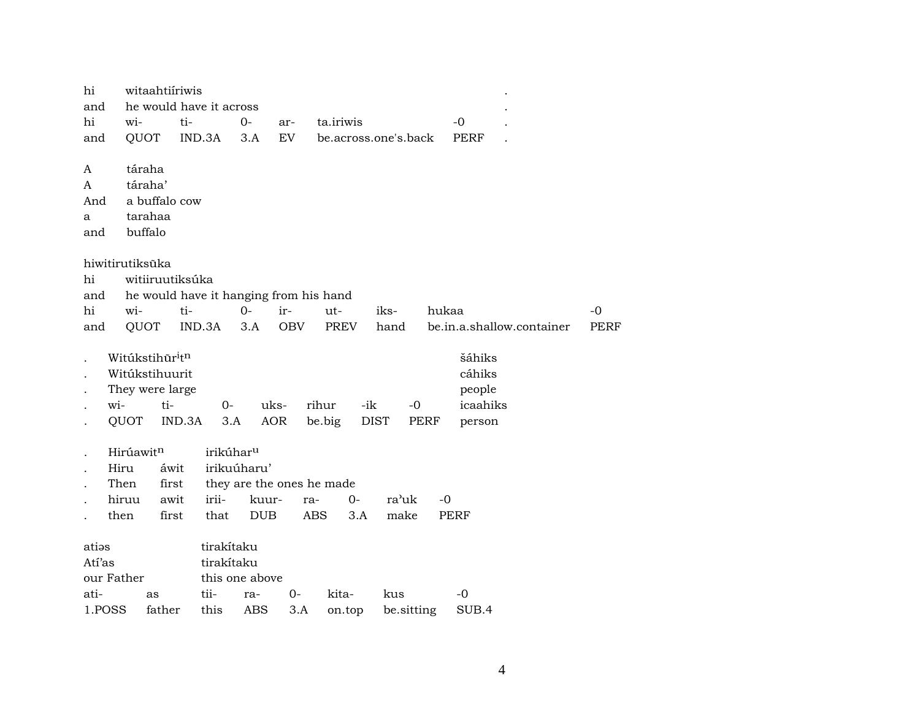| hi | witaahtiíriwis | | | | | . |
|---|---|---|---|---|---|---|
| and | he would have it across | | | | | . |
| hi | wi- | ti- | 0- | ar- | ta.iriwis | -0 | . |
| and | QUOT | IND.3A | 3.A | EV | be.across.one's.back | PERF | . |

| A | táraha |
|---|---|
| A | táraha’ |
| And | a buffalo cow |
| a | tarahaa |
| and | buffalo |

hiwitirutiksūka

| hi | witiiruutiksúka | | | | | | | |
|---|---|---|---|---|---|---|---|---|
| and | he would have it hanging from his hand | | | | | | | |
| hi | wi- | ti- | 0- | ir- | ut- | iks- | hukaa | -0 |
| and | QUOT | IND.3A | 3.A | OBV | PREV | hand | be.in.a.shallow.container | PERF |

| . | Witúkstihūr[i]t[n] | | | | | | | šáhiks |
|---|---|---|---|---|---|---|---|---|
| . | Witúkstihuurit | | | | | | | cáhiks |
| . | They were large | | | | | | | people |
| . | wi- | ti- | 0- | uks- | rihur | -ik | -0 | icaahiks |
| . | QUOT | IND.3A | 3.A | AOR | be.big | DIST | PERF | person |

| . | Hirúawit[n] | | irikúhar[u] | | | | | |
|---|---|---|---|---|---|---|---|---|
| . | Hiru | áwit | irikuúharu’ | | | | | |
| . | Then | first | they are the ones he made | | | | | |
| . | hiruu | awit | irii- | kuur- | ra- | 0- | ra’uk | -0 |
| . | then | first | that | DUB | ABS | 3.A | make | PERF |

| atiəs | | tirakítaku | | | | | |
|---|---|---|---|---|---|---|---|
| Atí’as | | tirakítaku | | | | | |
| our Father | | this one above | | | | | |
| ati- | as | tii- | ra- | 0- | kita- | kus | -0 |
| 1.POSS | father | this | ABS | 3.A | on.top | be.sitting | SUB.4 |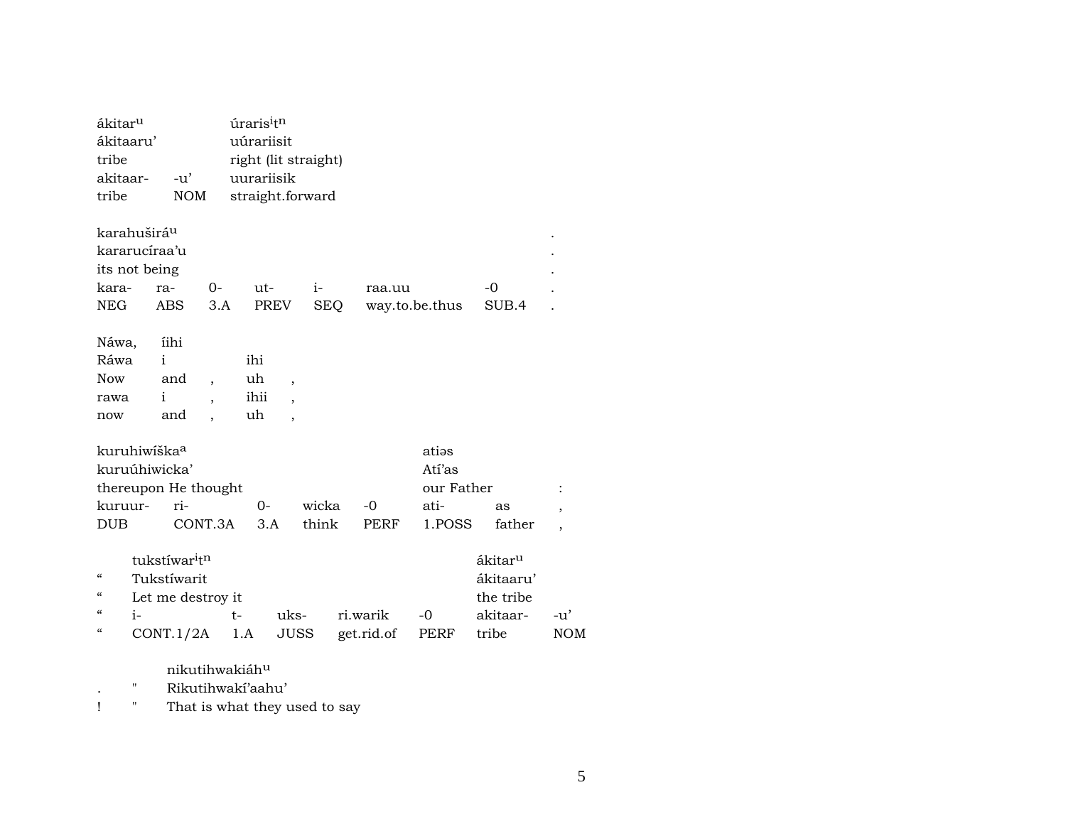| ákitar^u^ | | úraris^i^t^n^ |
|---|---|---|
| ákitaaru’ | | uúrariisit |
| tribe | | right (lit straight) |
| akitaar- | -u’ | uurariisik |
| tribe | NOM | straight.forward |

| karahuširá^u^ | | | | | | | . |
|---|---|---|---|---|---|---|---|
| kararucíraa’u | | | | | | | . |
| its not being | | | | | | | . |
| kara- | ra- | 0- | ut- | i- | raa.uu | -0 | . |
| NEG | ABS | 3.A | PREV | SEQ | way.to.be.thus | SUB.4 | . |

| Náwa, | íihi | | | |
|---|---|---|---|---|
| Ráwa | i | | ihi | |
| Now | and | , | uh | , |
| rawa | i | , | ihii | , |
| now | and | , | uh | , |

| kuruhiwíška^a^ | | | | | atiəs | | |
|---|---|---|---|---|---|---|---|
| kuruúhiwicka’ | | | | | Atí’as | | |
| thereupon He thought | | | | | our Father | | : |
| kuruur- | ri- | 0- | wicka | -0 | ati- | as | , |
| DUB | CONT.3A | 3.A | think | PERF | 1.POSS | father | , |

| | tukstíwar^i^t^n^ | | | | | ákitar^u^ | |
|---|---|---|---|---|---|---|---|
| “ | Tukstíwarit | | | | | ákitaaru’ | |
| “ | Let me destroy it | | | | | the tribe | |
| “ | i- | t- | uks- | ri.warik | -0 | akitaar- | -u’ |
| “ | CONT.1/2A | 1.A | JUSS | get.rid.of | PERF | tribe | NOM |

| | | nikutihwakiáh^u^ |
|---|---|---|
| . | " | Rikutihwakí’aahu’ |
| ! | " | That is what they used to say |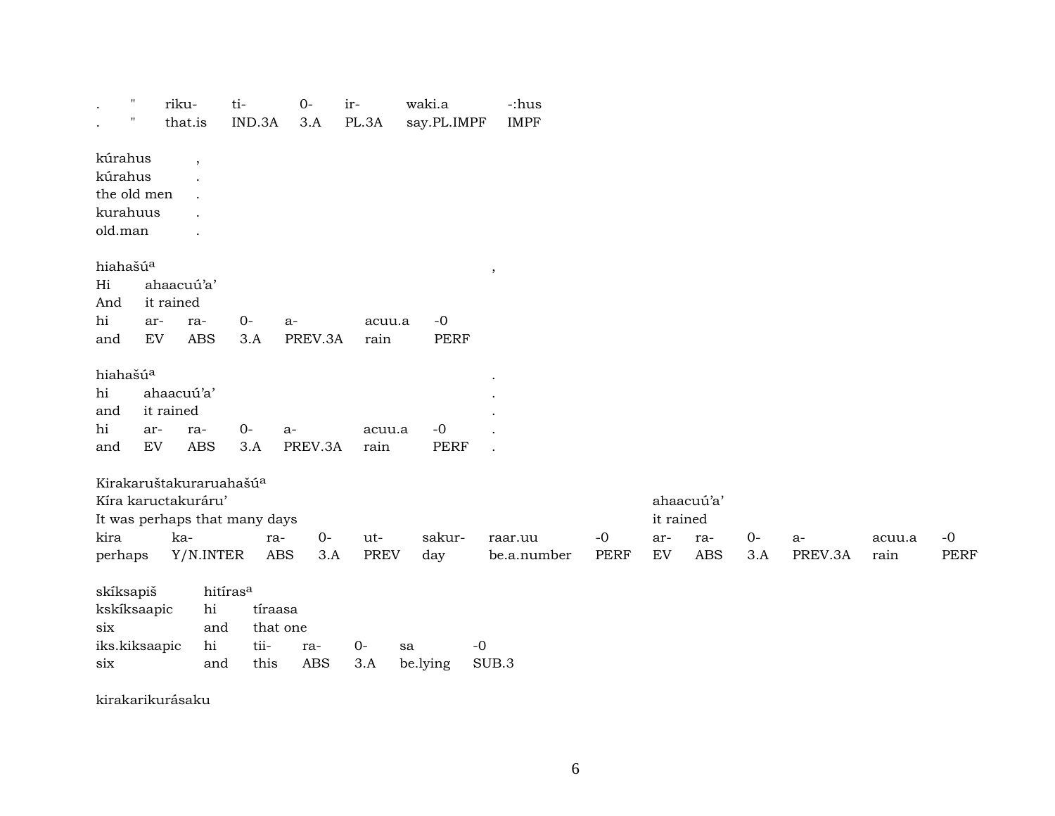| . | " | riku- | ti- | 0- | ir- | waki.a | -:hus |
|---|---|---|---|---|---|---|---|
| . | " | that.is | IND.3A | 3.A | PL.3A | say.PL.IMPF | IMPF |

| kúrahus | , |
|---|---|
| kúrahus | . |
| the old men | . |
| kurahuus | . |
| old.man | . |

hiahašú[a] ,

| Hi | ahaacuú'a' | | | | | |
|---|---|---|---|---|---|---|
| And | it rained | | | | | |
| hi | ar- | ra- | 0- | a- | acuu.a | -0 |
| and | EV | ABS | 3.A | PREV.3A | rain | PERF |

hiahašú[a] .

| hi | ahaacuú'a' | | | | | | . |
|---|---|---|---|---|---|---|---|
| and | it rained | | | | | | . |
| hi | ar- | ra- | 0- | a- | acuu.a | -0 | . |
| and | EV | ABS | 3.A | PREV.3A | rain | PERF | . |

Kirakaruštakuraruahašú[a]

| Kíra kaructakuráru' | | | | | | | | ahaacuú'a' | | | | | |
|---|---|---|---|---|---|---|---|---|---|---|---|---|---|
| It was perhaps that many days | | | | | | | | it rained | | | | | |
| kira | ka- | ra- | 0- | ut- | sakur- | raar.uu | -0 | ar- | ra- | 0- | a- | acuu.a | -0 |
| perhaps | Y/N.INTER | ABS | 3.A | PREV | day | be.a.number | PERF | EV | ABS | 3.A | PREV.3A | rain | PERF |

skíksapiš hitíras[a]

| kskíksaapic | hi | tíraasa | | | |
|---|---|---|---|---|---|
| six | and | that one | | | |
| iks.kiksaapic | hi | tii- | ra- | 0- | sa | -0 |
| six | and | this | ABS | 3.A | be.lying | SUB.3 |

kirakarikurásaku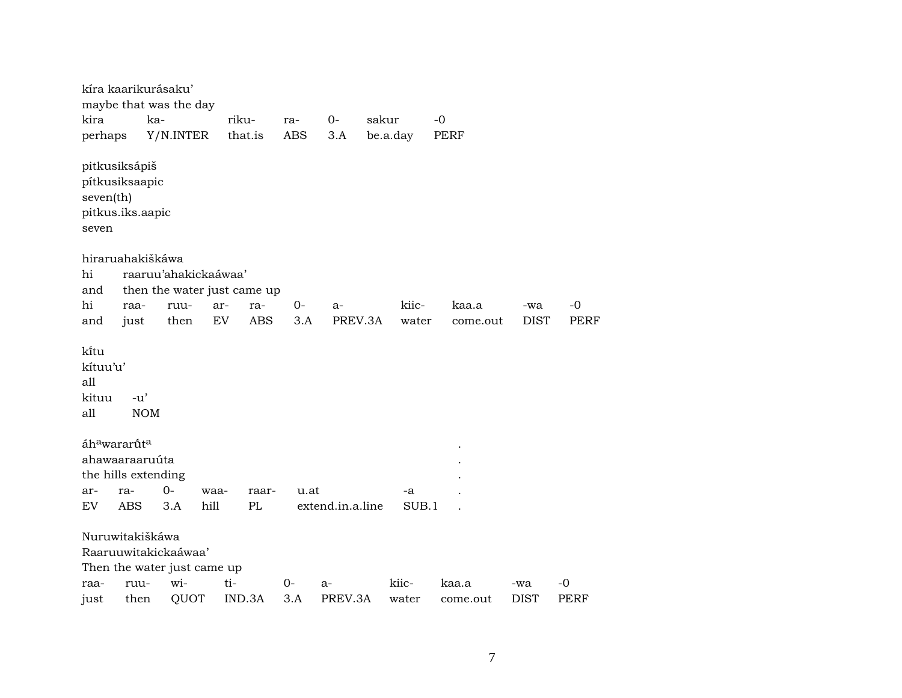kíra kaarikurásaku'
maybe that was the day

| kira | ka- | riku- | ra- | 0- | sakur | -0 |
|---|---|---|---|---|---|---|
| perhaps | Y/N.INTER | that.is | ABS | 3.A | be.a.day | PERF |

pitkusiksápiš
pítkusiksaapic
seven(th)
pitkus.iks.aapic
seven

hiraruahakiškáwa

hi raaruu'ahakickaáwaa'
and then the water just came up

| hi | raa- | ruu- | ar- | ra- | 0- | a- | kiic- | kaa.a | -wa | -0 |
|---|---|---|---|---|---|---|---|---|---|---|
| and | just | then | EV | ABS | 3.A | PREV.3A | water | come.out | DIST | PERF |

kî́tu
kítuu'u'
all

| kituu | -u' |
|---|---|
| all | NOM |

áhᵃwararůtᵃ .
ahawaaraaruúta .
the hills extending .

| ar- | ra- | 0- | waa- | raar- | u.at | -a | . |
|---|---|---|---|---|---|---|---|
| EV | ABS | 3.A | hill | PL | extend.in.a.line | SUB.1 | . |

Nuruwitakiškáwa
Raaruuwitakickaáwaa'
Then the water just came up

| raa- | ruu- | wi- | ti- | 0- | a- | kiic- | kaa.a | -wa | -0 |
|---|---|---|---|---|---|---|---|---|---|
| just | then | QUOT | IND.3A | 3.A | PREV.3A | water | come.out | DIST | PERF |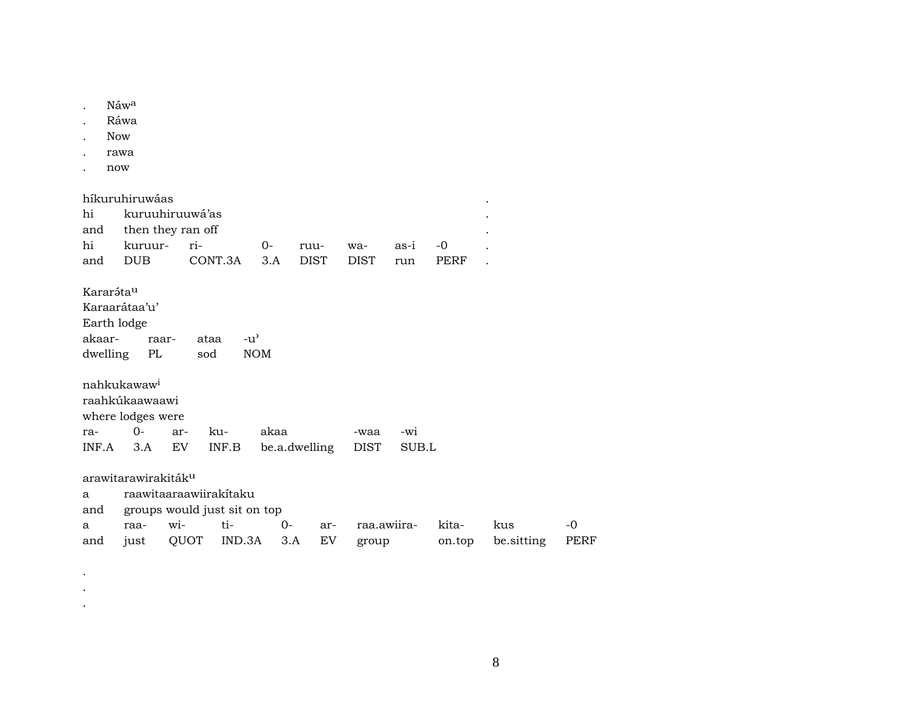. Náw[a]
. Ráwa
. Now
. rawa
. now

| híkuruhiruwáas | | | | | | | | . |
|---|---|---|---|---|---|---|---|---|
| hi | kuruuhiruuwá'as | | | | | | | . |
| and | then they ran off | | | | | | | . |
| hi | kuruur- | ri- | 0- | ruu- | wa- | as-i | -0 | . |
| and | DUB | CONT.3A | 3.A | DIST | DIST | run | PERF | . |

| Kararə́ta[u] | | | |
|---|---|---|---|
| Karaarátaa'u' | | | |
| Earth lodge | | | |
| akaar- | raar- | ataa | -u' |
| dwelling | PL | sod | NOM |

| nahkukawaw[i] | | | | | | |
|---|---|---|---|---|---|---|
| raahkúkaawaawi | | | | | | |
| where lodges were | | | | | | |
| ra- | 0- | ar- | ku- | akaa | -waa | -wi |
| INF.A | 3.A | EV | INF.B | be.a.dwelling | DIST | SUB.L |

| arawitarawirakiták[u] | | | | | | | | | |
|---|---|---|---|---|---|---|---|---|---|
| a | raawitaaraawiirakítaku | | | | | | | | |
| and | groups would just sit on top | | | | | | | | |
| a | raa- | wi- | ti- | 0- | ar- | raa.awiira- | kita- | kus | -0 |
| and | just | QUOT | IND.3A | 3.A | EV | group | on.top | be.sitting | PERF |

.
.
.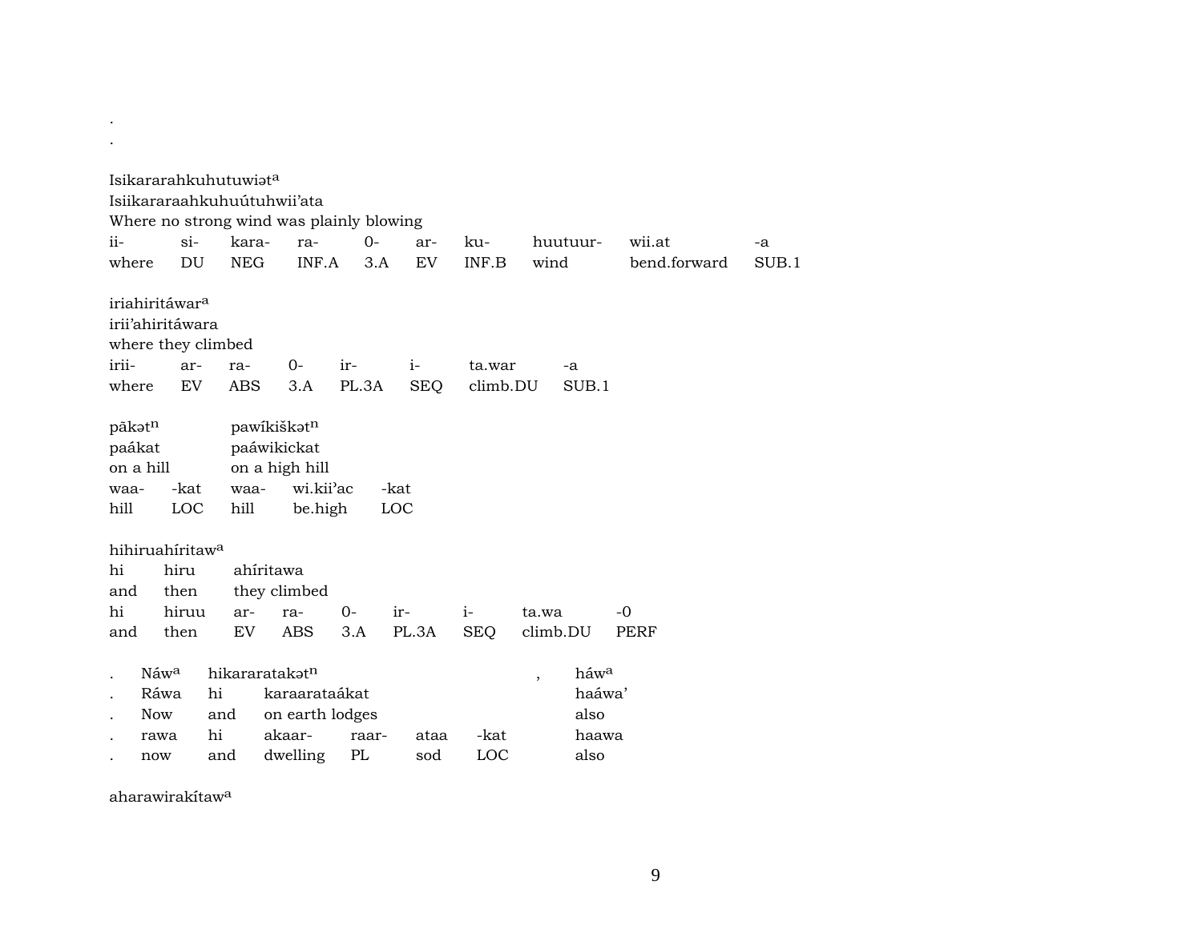.
.

Isikararahkuhutuwiət[a]
Isiikararaahkuhuútuhwii'ata
Where no strong wind was plainly blowing

| ii- | si- | kara- | ra- | 0- | ar- | ku- | huutuur- | wii.at | -a |
|---|---|---|---|---|---|---|---|---|---|
| where | DU | NEG | INF.A | 3.A | EV | INF.B | wind | bend.forward | SUB.1 |

iriahiritáwar[a]
irii'ahiritáwara
where they climbed

| irii- | ar- | ra- | 0- | ir- | i- | ta.war | -a |
|---|---|---|---|---|---|---|---|
| where | EV | ABS | 3.A | PL.3A | SEQ | climb.DU | SUB.1 |

pākət[n] pawíkiškət[n]
paákat paáwikickat
on a hill on a high hill

| waa- | -kat | waa- | wi.kii'ac | -kat |
|---|---|---|---|---|
| hill | LOC | hill | be.high | LOC |

hihiruahíritaw[a]
hi hiru ahíritawa
and then they climbed

| hi | hiruu | ar- | ra- | 0- | ir- | i- | ta.wa | -0 |
|---|---|---|---|---|---|---|---|---|
| and | then | EV | ABS | 3.A | PL.3A | SEQ | climb.DU | PERF |

. Náw[a] hikararatakət[n] , háw[a]
. Ráwa hi karaarataákat haáwa'
. Now and on earth lodges also

| . | rawa | hi | akaar- | raar- | ataa | -kat | haawa |
|---|---|---|---|---|---|---|---|
| . | now | and | dwelling | PL | sod | LOC | also |

aharawirakítaw[a]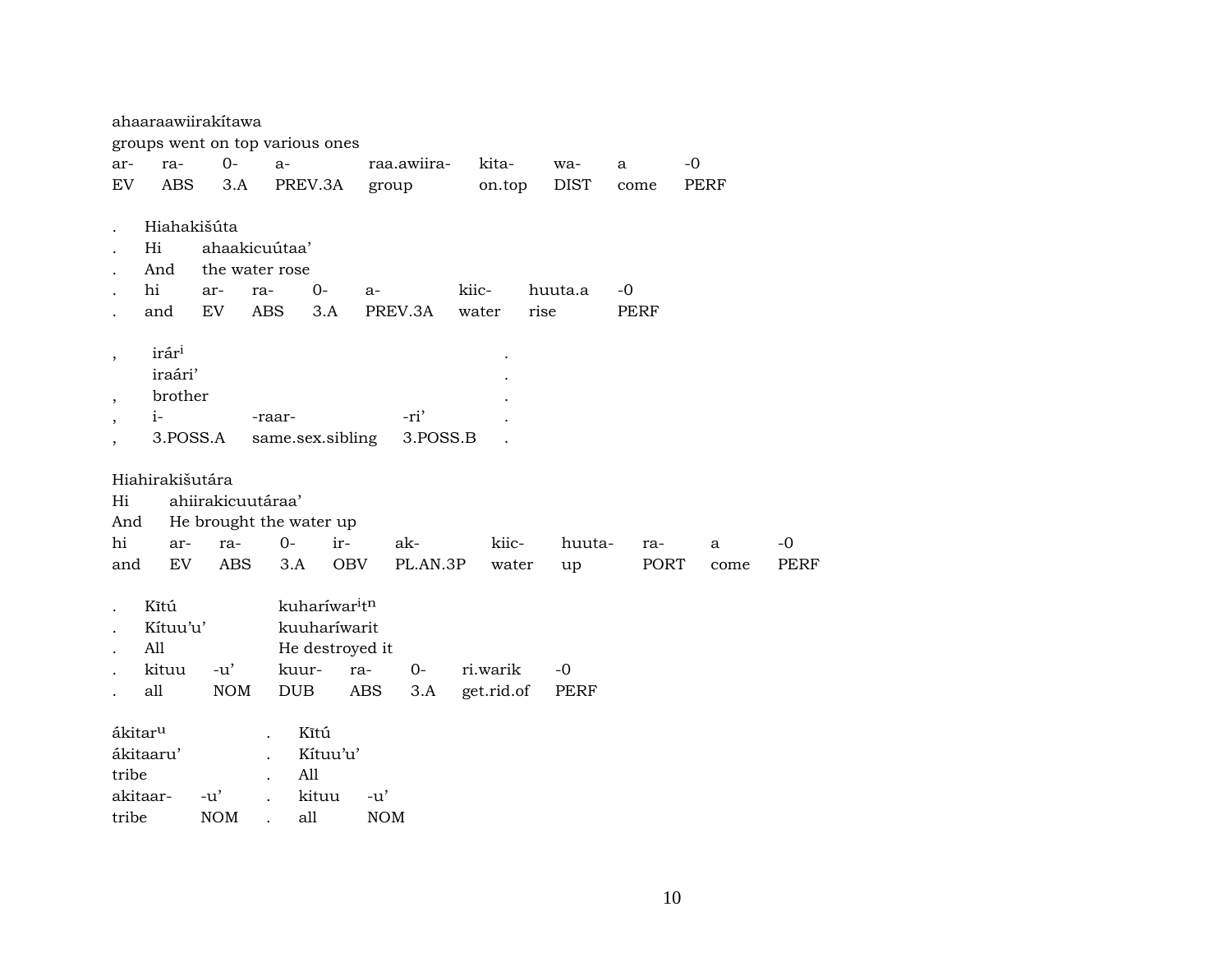ahaaraawiirakítawa
groups went on top various ones

| ar- | ra- | 0- | a- | raa.awiira- | kita- | wa- | a | -0 |
|---|---|---|---|---|---|---|---|---|
| EV | ABS | 3.A | PREV.3A | group | on.top | DIST | come | PERF |

. Hiahakišúta
. Hi ahaakicuútaa’
. And the water rose

| . | hi | ar- | ra- | 0- | a- | kiic- | huuta.a | -0 |
|---|---|---|---|---|---|---|---|---|
| . | and | EV | ABS | 3.A | PREV.3A | water | rise | PERF |

, irár[i] .
iraári’ .
, brother .

| , | i- | -raar- | -ri’ | . |
|---|---|---|---|---|
| , | 3.POSS.A | same.sex.sibling | 3.POSS.B | . |

Hiahirakišutára
Hi ahiirakicuutáraa’
And He brought the water up

| hi | ar- | ra- | 0- | ir- | ak- | kiic- | huuta- | ra- | a | -0 |
|---|---|---|---|---|---|---|---|---|---|---|
| and | EV | ABS | 3.A | OBV | PL.AN.3P | water | up | PORT | come | PERF |

. Kĩtú kuharíwar[i]t[n]
. Kítuu’u’ kuuharíwarit
. All He destroyed it

| . | kituu | -u’ | kuur- | ra- | 0- | ri.warik | -0 |
|---|---|---|---|---|---|---|---|
| . | all | NOM | DUB | ABS | 3.A | get.rid.of | PERF |

ákitar[u] . Kĩtú
ákitaaru’ . Kítuu’u’
tribe . All

| akitaar- | -u’ | . | kituu | -u’ |
|---|---|---|---|---|
| tribe | NOM | . | all | NOM |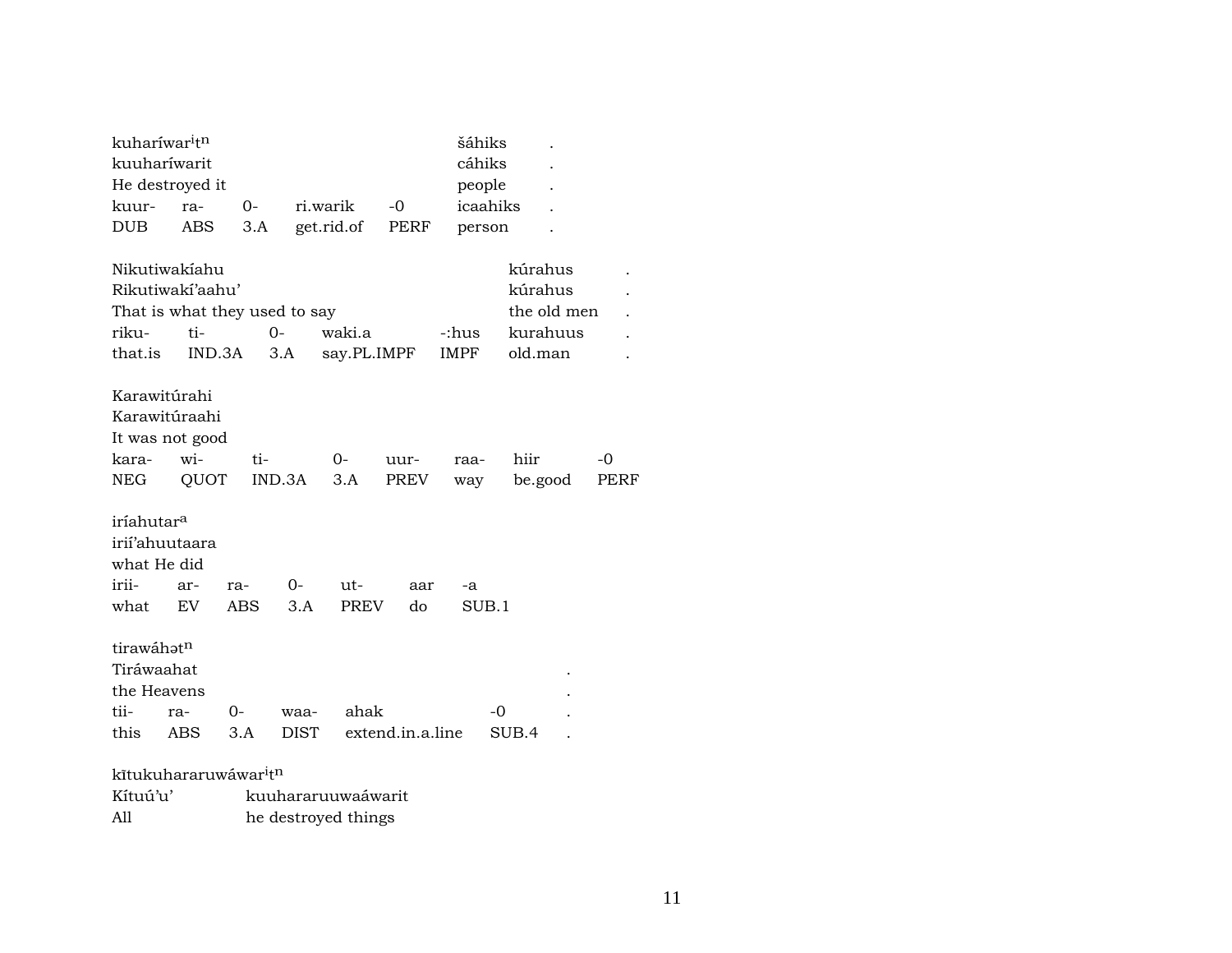kuharíwar$^{i}$t$^{n}$ šáhiks .
kuuharíwarit cáhiks .
He destroyed it people .

| kuur- | ra- | 0- | ri.warik | -0 | icaahiks | . |
|---|---|---|---|---|---|---|
| DUB | ABS | 3.A | get.rid.of | PERF | person | . |

Nikutiwakíahu kúrahus .
Rikutiwakí'aahu' kúrahus .
That is what they used to say the old men .

| riku- | ti- | 0- | waki.a | -:hus | kurahuus | . |
|---|---|---|---|---|---|---|
| that.is | IND.3A | 3.A | say.PL.IMPF | IMPF | old.man | . |

Karawitúrahi
Karawitúraahi
It was not good

| kara- | wi- | ti- | 0- | uur- | raa- | hiir | -0 |
|---|---|---|---|---|---|---|---|
| NEG | QUOT | IND.3A | 3.A | PREV | way | be.good | PERF |

iríahutar$^{a}$
irií'ahuutaara
what He did

| irii- | ar- | ra- | 0- | ut- | aar | -a |
|---|---|---|---|---|---|---|
| what | EV | ABS | 3.A | PREV | do | SUB.1 |

tirawáhət$^{n}$ .
Tiráwaahat .
the Heavens .

| tii- | ra- | 0- | waa- | ahak | -0 | . |
|---|---|---|---|---|---|---|
| this | ABS | 3.A | DIST | extend.in.a.line | SUB.4 | . |

kītukuhararuwáwar$^{i}$t$^{n}$
Kítuú'u' kuuhararuuwaáwarit
All he destroyed things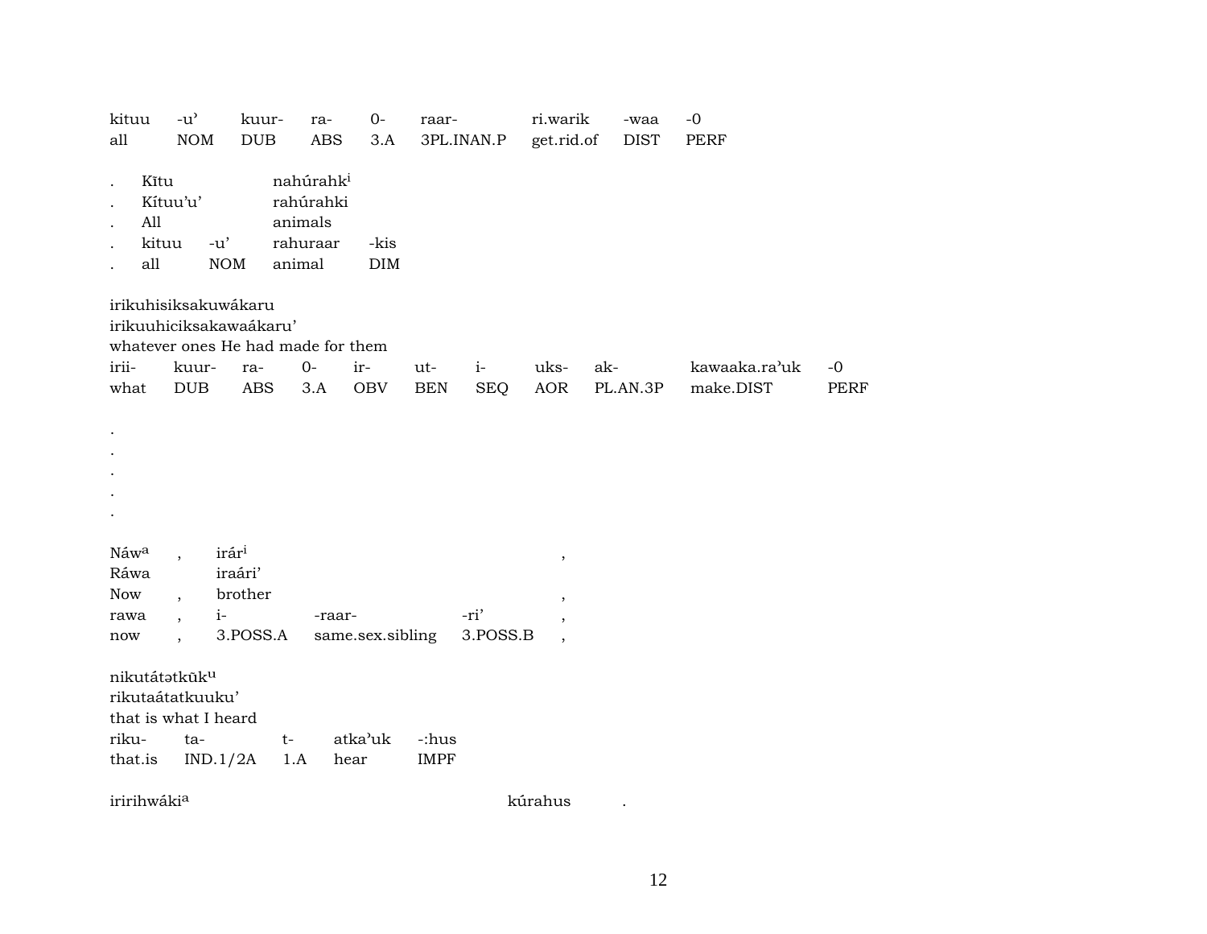| kituu | -u’ | kuur- | ra- | 0- | raar- | ri.warik | -waa | -0 |
|---|---|---|---|---|---|---|---|---|
| all | NOM | DUB | ABS | 3.A | 3PL.INAN.P | get.rid.of | DIST | PERF |

| . | Kītu | | nahúrahk[i] | |
|---|---|---|---|---|
| . | Kítuu’u’ | | rahúrahki | |
| . | All | | animals | |
| . | kituu | -u’ | rahuraar | -kis |
| . | all | NOM | animal | DIM |

irikuhisiksakuwákaru
irikuuhiciksakawaákaru’
whatever ones He had made for them

| irii- | kuur- | ra- | 0- | ir- | ut- | i- | uks- | ak- | kawaaka.ra’uk | -0 |
|---|---|---|---|---|---|---|---|---|---|---|
| what | DUB | ABS | 3.A | OBV | BEN | SEQ | AOR | PL.AN.3P | make.DIST | PERF |

.
.
.
.
.

| Náw[a] | , | irár[i] | | | , |
|---|---|---|---|---|---|
| Ráwa | | iraári’ | | | |
| Now | , | brother | | | , |
| rawa | , | i- | -raar- | -ri’ | , |
| now | , | 3.POSS.A | same.sex.sibling | 3.POSS.B | , |

nikutátətkūk[u]
rikutaátatkuuku’
that is what I heard

| riku- | ta- | t- | atka’uk | -:hus |
|---|---|---|---|---|
| that.is | IND.1/2A | 1.A | hear | IMPF |

iririhwáki[a] kúrahus .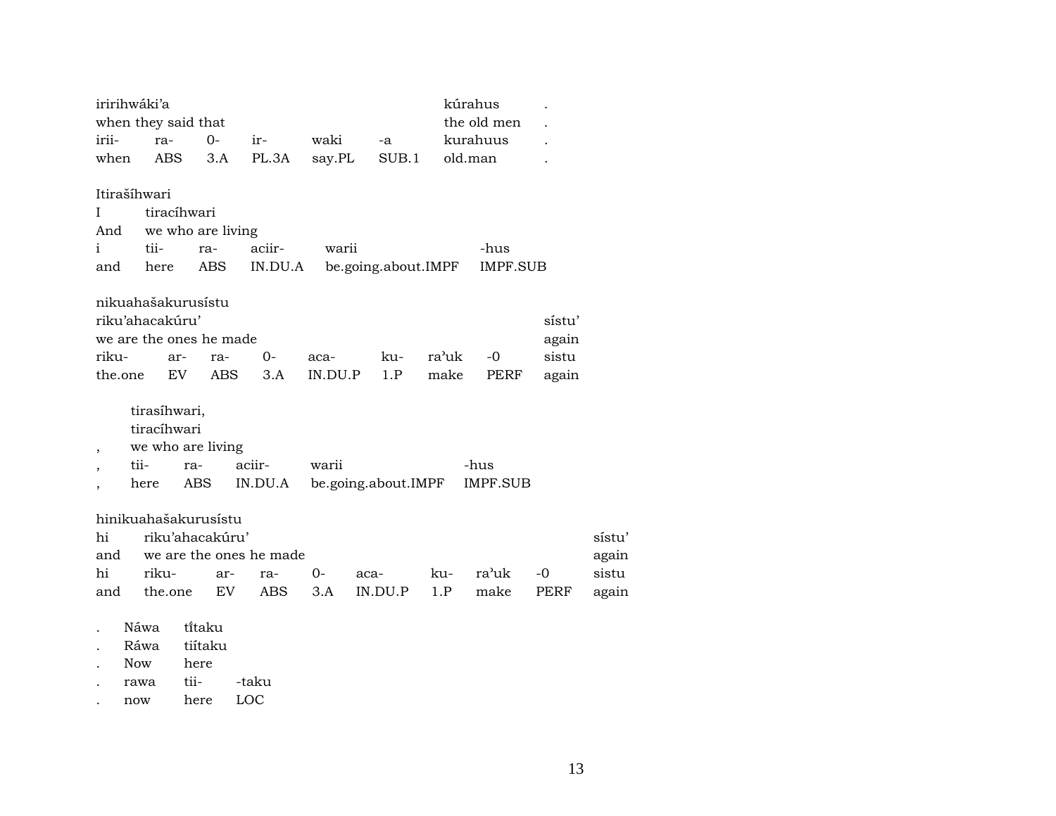| iririhwáki'a | | | | | | kúrahus | . |
|---|---|---|---|---|---|---|---|
| when they said that | | | | | | the old men | . |
| irii- | ra- | 0- | ir- | waki | -a | kurahuus | . |
| when | ABS | 3.A | PL.3A | say.PL | SUB.1 | old.man | . |

Itirašíhwari

| I | tiracíhwari | | | | |
|---|---|---|---|---|---|
| And | we who are living | | | | |
| i | tii- | ra- | aciir- | warii | -hus |
| and | here | ABS | IN.DU.A | be.going.about.IMPF | IMPF.SUB |

nikuahašakurusístu

| riku'ahacakúru' | | | | | | | | sístu' |
|---|---|---|---|---|---|---|---|---|
| we are the ones he made | | | | | | | | again |
| riku- | ar- | ra- | 0- | aca- | ku- | ra'uk | -0 | sistu |
| the.one | EV | ABS | 3.A | IN.DU.P | 1.P | make | PERF | again |

| | tirasíhwari, | | | | |
|---|---|---|---|---|---|
| | tiracíhwari | | | | |
| , | we who are living | | | | |
| , | tii- | ra- | aciir- | warii | -hus |
| , | here | ABS | IN.DU.A | be.going.about.IMPF | IMPF.SUB |

hinikuahašakurusístu

| hi | riku'ahacakúru' | | | | | | | | sístu' |
|---|---|---|---|---|---|---|---|---|---|
| and | we are the ones he made | | | | | | | | again |
| hi | riku- | ar- | ra- | 0- | aca- | ku- | ra'uk | -0 | sistu |
| and | the.one | EV | ABS | 3.A | IN.DU.P | 1.P | make | PERF | again |

| . | Náwa | tíͥtaku | |
|---|---|---|---|
| . | Ráwa | tiítaku | |
| . | Now | here | |
| . | rawa | tii- | -taku |
| . | now | here | LOC |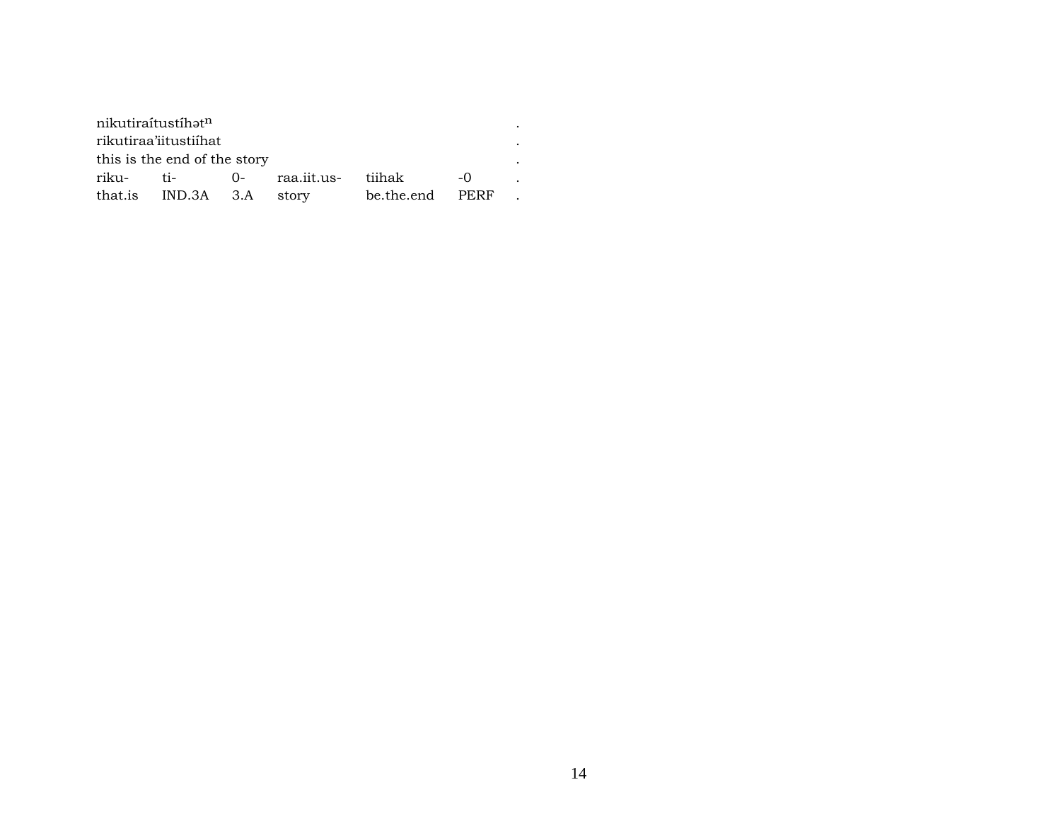nikutiraítustíhət$^{n}$ .

rikutiraa'iitustiíhat .

this is the end of the story .

| | | | | | | |
|---|---|---|---|---|---|---|
| riku- | ti- | 0- | raa.iit.us- | tiihak | -0 | . |
| that.is | IND.3A | 3.A | story | be.the.end | PERF | . |